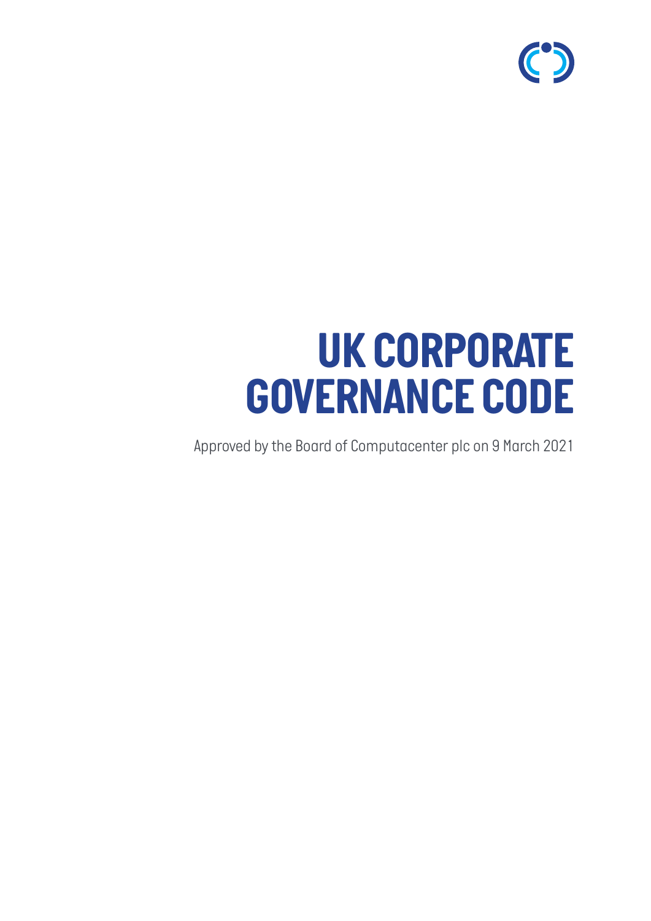# UK CORPORATE GOVERNANCE CODE

Approved by the Board of Computacenter plc on 9 March 2021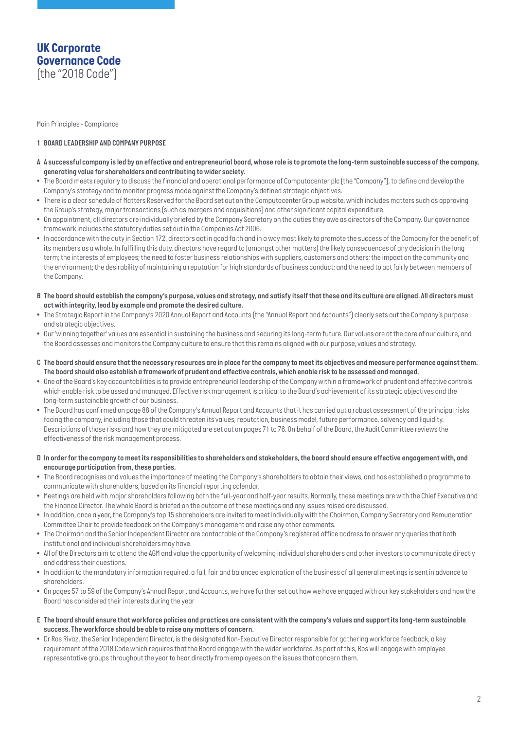# UK Corporate Governance Code

(the "2018 Code")

Main Principles - Compliance

## 1 BOARD LEADERSHIP AND COMPANY PURPOSE

**A A successful company is led by an effective and entrepreneurial board, whose role is to promote the long-term sustainable success of the company, generating value for shareholders and contributing to wider society.**

- The Board meets regularly to discuss the financial and operational performance of Computacenter plc (the "Company"), to define and develop the Company's strategy and to monitor progress made against the Company's defined strategic objectives.
- There is a clear schedule of Matters Reserved for the Board set out on the Computacenter Group website, which includes matters such as approving the Group's strategy, major transactions (such as mergers and acquisitions) and other significant capital expenditure.
- On appointment, all directors are individually briefed by the Company Secretary on the duties they owe as directors of the Company. Our governance framework includes the statutory duties set out in the Companies Act 2006.
- In accordance with the duty in Section 172, directors act in good faith and in a way most likely to promote the success of the Company for the benefit of its members as a whole. In fulfilling this duty, directors have regard to (amongst other matters) the likely consequences of any decision in the long term; the interests of employees; the need to foster business relationships with suppliers, customers and others; the impact on the community and the environment; the desirability of maintaining a reputation for high standards of business conduct; and the need to act fairly between members of the Company.

**B The board should establish the company's purpose, values and strategy, and satisfy itself that these and its culture are aligned. All directors must act with integrity, lead by example and promote the desired culture.**

- The Strategic Report in the Company's 2020 Annual Report and Accounts (the "Annual Report and Accounts") clearly sets out the Company's purpose and strategic objectives.
- Our 'winning together' values are essential in sustaining the business and securing its long-term future. Our values are at the core of our culture, and the Board assesses and monitors the Company culture to ensure that this remains aligned with our purpose, values and strategy.

**C The board should ensure that the necessary resources are in place for the company to meet its objectives and measure performance against them. The board should also establish a framework of prudent and effective controls, which enable risk to be assessed and managed.**

- One of the Board's key accountabilities is to provide entrepreneurial leadership of the Company within a framework of prudent and effective controls which enable risk to be assed and managed. Effective risk management is critical to the Board's achievement of its strategic objectives and the long-term sustainable growth of our business.
- The Board has confirmed on page 88 of the Company's Annual Report and Accounts that it has carried out a robust assessment of the principal risks facing the company, including those that could threaten its values, reputation, business model, future performance, solvency and liquidity. Descriptions of those risks and how they are mitigated are set out on pages 71 to 76. On behalf of the Board, the Audit Committee reviews the effectiveness of the risk management process.

**D In order for the company to meet its responsibilities to shareholders and stakeholders, the board should ensure effective engagement with, and encourage participation from, these parties.**

- The Board recognises and values the importance of meeting the Company's shareholders to obtain their views, and has established a programme to communicate with shareholders, based on its financial reporting calendar.
- Meetings are held with major shareholders following both the full-year and half-year results. Normally, these meetings are with the Chief Executive and the Finance Director. The whole Board is briefed on the outcome of these meetings and any issues raised are discussed.
- In addition, once a year, the Company's top 15 shareholders are invited to meet individually with the Chairman, Company Secretary and Remuneration Committee Chair to provide feedback on the Company's management and raise any other comments.
- The Chairman and the Senior Independent Director are contactable at the Company's registered office address to answer any queries that both institutional and individual shareholders may have.
- All of the Directors aim to attend the AGM and value the opportunity of welcoming individual shareholders and other investors to communicate directly and address their questions.
- In addition to the mandatory information required, a full, fair and balanced explanation of the business of all general meetings is sent in advance to shareholders.
- On pages 57 to 59 of the Company's Annual Report and Accounts, we have further set out how we have engaged with our key stakeholders and how the Board has considered their interests during the year

**E The board should ensure that workforce policies and practices are consistent with the company's values and support its long-term sustainable success. The workforce should be able to raise any matters of concern.**

- Dr Ros Rivaz, the Senior Independent Director, is the designated Non-Executive Director responsible for gathering workforce feedback, a key requirement of the 2018 Code which requires that the Board engage with the wider workforce. As part of this, Ros will engage with employee representative groups throughout the year to hear directly from employees on the issues that concern them.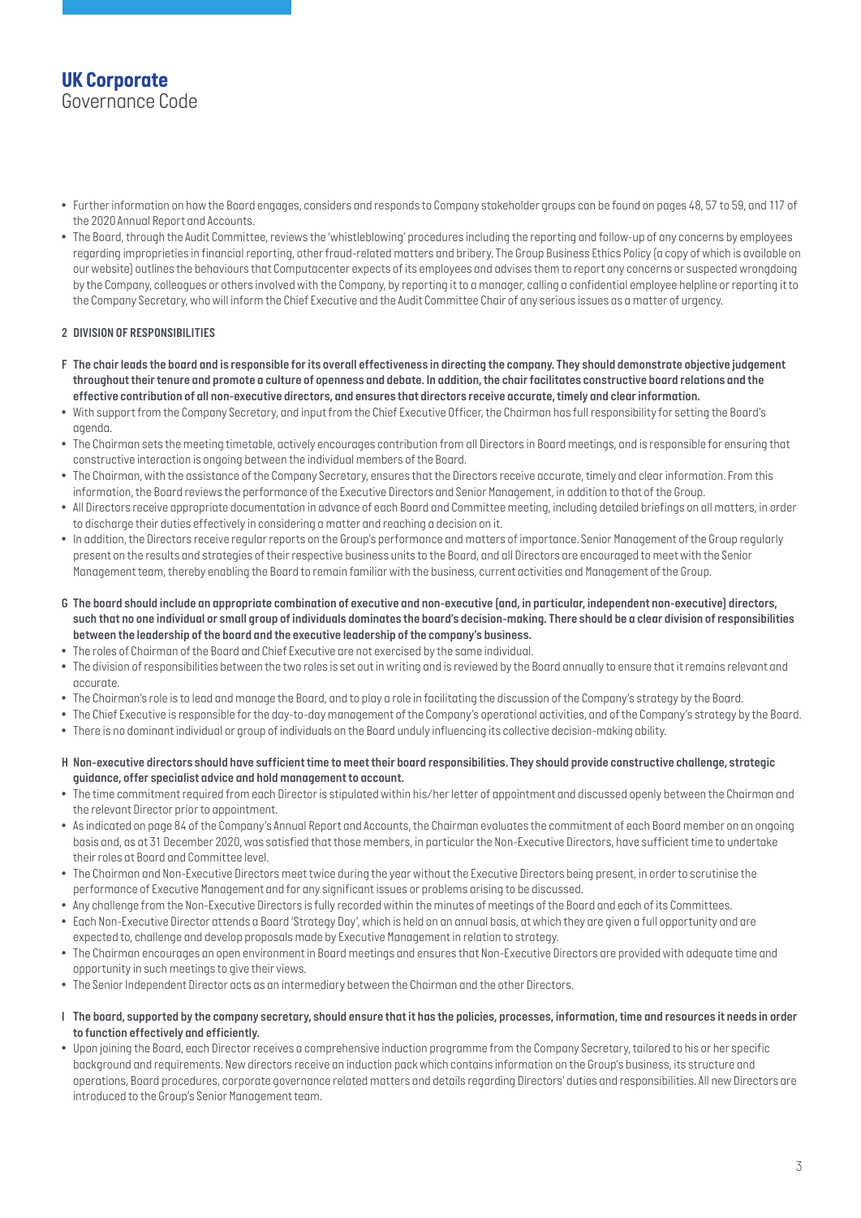# UK Corporate
Governance Code

- Further information on how the Board engages, considers and responds to Company stakeholder groups can be found on pages 48, 57 to 59, and 117 of the 2020 Annual Report and Accounts.
- The Board, through the Audit Committee, reviews the 'whistleblowing' procedures including the reporting and follow-up of any concerns by employees regarding improprieties in financial reporting, other fraud-related matters and bribery. The Group Business Ethics Policy (a copy of which is available on our website) outlines the behaviours that Computacenter expects of its employees and advises them to report any concerns or suspected wrongdoing by the Company, colleagues or others involved with the Company, by reporting it to a manager, calling a confidential employee helpline or reporting it to the Company Secretary, who will inform the Chief Executive and the Audit Committee Chair of any serious issues as a matter of urgency.

## 2 DIVISION OF RESPONSIBILITIES

**F The chair leads the board and is responsible for its overall effectiveness in directing the company. They should demonstrate objective judgement throughout their tenure and promote a culture of openness and debate. In addition, the chair facilitates constructive board relations and the effective contribution of all non-executive directors, and ensures that directors receive accurate, timely and clear information.**

- With support from the Company Secretary, and input from the Chief Executive Officer, the Chairman has full responsibility for setting the Board's agenda.
- The Chairman sets the meeting timetable, actively encourages contribution from all Directors in Board meetings, and is responsible for ensuring that constructive interaction is ongoing between the individual members of the Board.
- The Chairman, with the assistance of the Company Secretary, ensures that the Directors receive accurate, timely and clear information. From this information, the Board reviews the performance of the Executive Directors and Senior Management, in addition to that of the Group.
- All Directors receive appropriate documentation in advance of each Board and Committee meeting, including detailed briefings on all matters, in order to discharge their duties effectively in considering a matter and reaching a decision on it.
- In addition, the Directors receive regular reports on the Group's performance and matters of importance. Senior Management of the Group regularly present on the results and strategies of their respective business units to the Board, and all Directors are encouraged to meet with the Senior Management team, thereby enabling the Board to remain familiar with the business, current activities and Management of the Group.

**G The board should include an appropriate combination of executive and non-executive (and, in particular, independent non-executive) directors, such that no one individual or small group of individuals dominates the board's decision-making. There should be a clear division of responsibilities between the leadership of the board and the executive leadership of the company's business.**

- The roles of Chairman of the Board and Chief Executive are not exercised by the same individual.
- The division of responsibilities between the two roles is set out in writing and is reviewed by the Board annually to ensure that it remains relevant and accurate.
- The Chairman's role is to lead and manage the Board, and to play a role in facilitating the discussion of the Company's strategy by the Board.
- The Chief Executive is responsible for the day-to-day management of the Company's operational activities, and of the Company's strategy by the Board.
- There is no dominant individual or group of individuals on the Board unduly influencing its collective decision-making ability.

**H Non-executive directors should have sufficient time to meet their board responsibilities. They should provide constructive challenge, strategic guidance, offer specialist advice and hold management to account.**

- The time commitment required from each Director is stipulated within his/her letter of appointment and discussed openly between the Chairman and the relevant Director prior to appointment.
- As indicated on page 84 of the Company's Annual Report and Accounts, the Chairman evaluates the commitment of each Board member on an ongoing basis and, as at 31 December 2020, was satisfied that those members, in particular the Non-Executive Directors, have sufficient time to undertake their roles at Board and Committee level.
- The Chairman and Non-Executive Directors meet twice during the year without the Executive Directors being present, in order to scrutinise the performance of Executive Management and for any significant issues or problems arising to be discussed.
- Any challenge from the Non-Executive Directors is fully recorded within the minutes of meetings of the Board and each of its Committees.
- Each Non-Executive Director attends a Board 'Strategy Day', which is held on an annual basis, at which they are given a full opportunity and are expected to, challenge and develop proposals made by Executive Management in relation to strategy.
- The Chairman encourages an open environment in Board meetings and ensures that Non-Executive Directors are provided with adequate time and opportunity in such meetings to give their views.
- The Senior Independent Director acts as an intermediary between the Chairman and the other Directors.

**I The board, supported by the company secretary, should ensure that it has the policies, processes, information, time and resources it needs in order to function effectively and efficiently.**

- Upon joining the Board, each Director receives a comprehensive induction programme from the Company Secretary, tailored to his or her specific background and requirements. New directors receive an induction pack which contains information on the Group's business, its structure and operations, Board procedures, corporate governance related matters and details regarding Directors' duties and responsibilities. All new Directors are introduced to the Group's Senior Management team.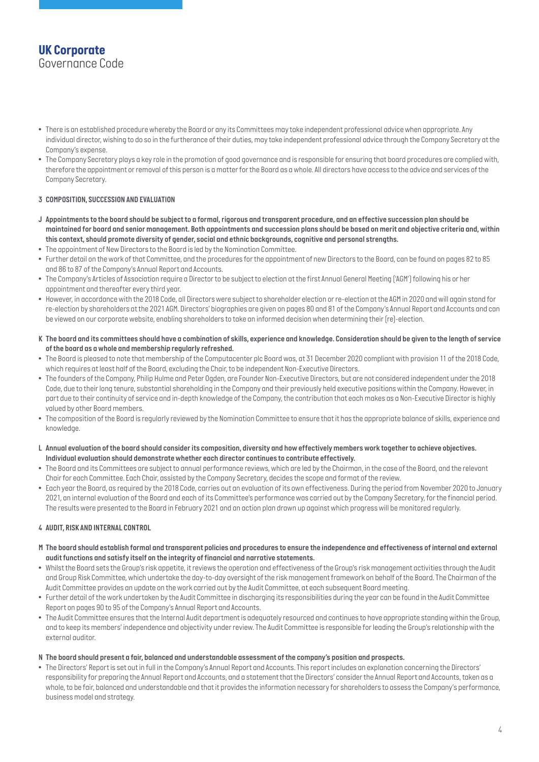# UK Corporate
Governance Code

- There is an established procedure whereby the Board or any its Committees may take independent professional advice when appropriate. Any individual director, wishing to do so in the furtherance of their duties, may take independent professional advice through the Company Secretary at the Company's expense.
- The Company Secretary plays a key role in the promotion of good governance and is responsible for ensuring that board procedures are complied with, therefore the appointment or removal of this person is a matter for the Board as a whole. All directors have access to the advice and services of the Company Secretary.

## 3 COMPOSITION, SUCCESSION AND EVALUATION

**J Appointments to the board should be subject to a formal, rigorous and transparent procedure, and an effective succession plan should be maintained for board and senior management. Both appointments and succession plans should be based on merit and objective criteria and, within this context, should promote diversity of gender, social and ethnic backgrounds, cognitive and personal strengths.**

- The appointment of New Directors to the Board is led by the Nomination Committee.
- Further detail on the work of that Committee, and the procedures for the appointment of new Directors to the Board, can be found on pages 82 to 85 and 86 to 87 of the Company's Annual Report and Accounts.
- The Company's Articles of Association require a Director to be subject to election at the first Annual General Meeting ('AGM') following his or her appointment and thereafter every third year.
- However, in accordance with the 2018 Code, all Directors were subject to shareholder election or re-election at the AGM in 2020 and will again stand for re-election by shareholders at the 2021 AGM. Directors' biographies are given on pages 80 and 81 of the Company's Annual Report and Accounts and can be viewed on our corporate website, enabling shareholders to take an informed decision when determining their (re)-election.

**K The board and its committees should have a combination of skills, experience and knowledge. Consideration should be given to the length of service of the board as a whole and membership regularly refreshed.**

- The Board is pleased to note that membership of the Computacenter plc Board was, at 31 December 2020 compliant with provision 11 of the 2018 Code, which requires at least half of the Board, excluding the Chair, to be independent Non-Executive Directors.
- The founders of the Company, Philip Hulme and Peter Ogden, are Founder Non-Executive Directors, but are not considered independent under the 2018 Code, due to their long tenure, substantial shareholding in the Company and their previously held executive positions within the Company. However, in part due to their continuity of service and in-depth knowledge of the Company, the contribution that each makes as a Non-Executive Director is highly valued by other Board members.
- The composition of the Board is regularly reviewed by the Nomination Committee to ensure that it has the appropriate balance of skills, experience and knowledge.

**L Annual evaluation of the board should consider its composition, diversity and how effectively members work together to achieve objectives. Individual evaluation should demonstrate whether each director continues to contribute effectively.**

- The Board and its Committees are subject to annual performance reviews, which are led by the Chairman, in the case of the Board, and the relevant Chair for each Committee. Each Chair, assisted by the Company Secretary, decides the scope and format of the review.
- Each year the Board, as required by the 2018 Code, carries out an evaluation of its own effectiveness. During the period from November 2020 to January 2021, an internal evaluation of the Board and each of its Committee's performance was carried out by the Company Secretary, for the financial period. The results were presented to the Board in February 2021 and an action plan drawn up against which progress will be monitored regularly.

## 4 AUDIT, RISK AND INTERNAL CONTROL

**M The board should establish formal and transparent policies and procedures to ensure the independence and effectiveness of internal and external audit functions and satisfy itself on the integrity of financial and narrative statements.**

- Whilst the Board sets the Group's risk appetite, it reviews the operation and effectiveness of the Group's risk management activities through the Audit and Group Risk Committee, which undertake the day-to-day oversight of the risk management framework on behalf of the Board. The Chairman of the Audit Committee provides an update on the work carried out by the Audit Committee, at each subsequent Board meeting.
- Further detail of the work undertaken by the Audit Committee in discharging its responsibilities during the year can be found in the Audit Committee Report on pages 90 to 95 of the Company's Annual Report and Accounts.
- The Audit Committee ensures that the Internal Audit department is adequately resourced and continues to have appropriate standing within the Group, and to keep its members' independence and objectivity under review. The Audit Committee is responsible for leading the Group's relationship with the external auditor.

**N The board should present a fair, balanced and understandable assessment of the company's position and prospects.**

- The Directors' Report is set out in full in the Company's Annual Report and Accounts. This report includes an explanation concerning the Directors' responsibility for preparing the Annual Report and Accounts, and a statement that the Directors' consider the Annual Report and Accounts, taken as a whole, to be fair, balanced and understandable and that it provides the information necessary for shareholders to assess the Company's performance, business model and strategy.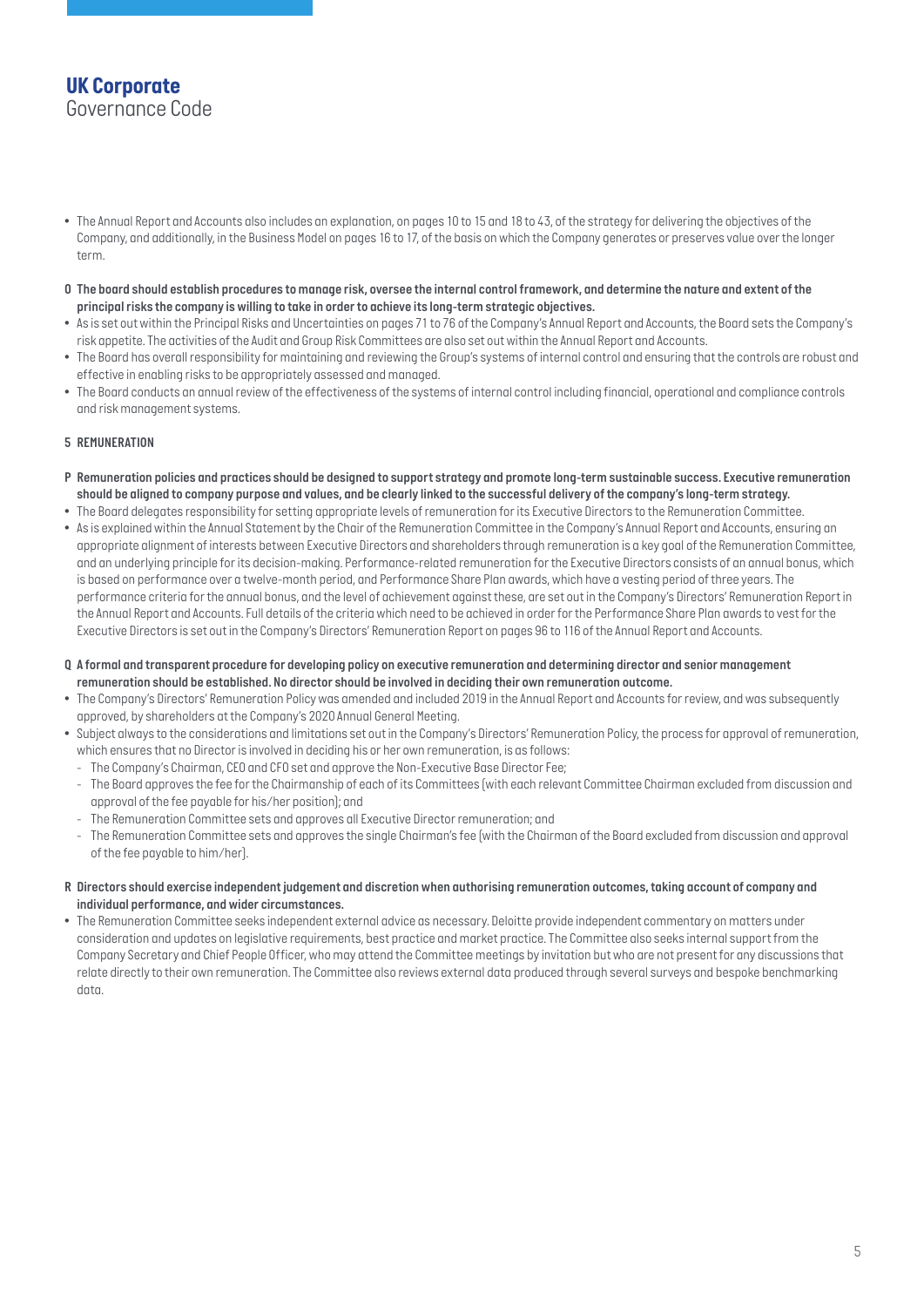- The Annual Report and Accounts also includes an explanation, on pages 10 to 15 and 18 to 43, of the strategy for delivering the objectives of the Company, and additionally, in the Business Model on pages 16 to 17, of the basis on which the Company generates or preserves value over the longer term.

**O The board should establish procedures to manage risk, oversee the internal control framework, and determine the nature and extent of the principal risks the company is willing to take in order to achieve its long-term strategic objectives.**

- As is set out within the Principal Risks and Uncertainties on pages 71 to 76 of the Company's Annual Report and Accounts, the Board sets the Company's risk appetite. The activities of the Audit and Group Risk Committees are also set out within the Annual Report and Accounts.
- The Board has overall responsibility for maintaining and reviewing the Group's systems of internal control and ensuring that the controls are robust and effective in enabling risks to be appropriately assessed and managed.
- The Board conducts an annual review of the effectiveness of the systems of internal control including financial, operational and compliance controls and risk management systems.

## 5 REMUNERATION

**P Remuneration policies and practices should be designed to support strategy and promote long-term sustainable success. Executive remuneration should be aligned to company purpose and values, and be clearly linked to the successful delivery of the company's long-term strategy.**

- The Board delegates responsibility for setting appropriate levels of remuneration for its Executive Directors to the Remuneration Committee.
- As is explained within the Annual Statement by the Chair of the Remuneration Committee in the Company's Annual Report and Accounts, ensuring an appropriate alignment of interests between Executive Directors and shareholders through remuneration is a key goal of the Remuneration Committee, and an underlying principle for its decision-making. Performance-related remuneration for the Executive Directors consists of an annual bonus, which is based on performance over a twelve-month period, and Performance Share Plan awards, which have a vesting period of three years. The performance criteria for the annual bonus, and the level of achievement against these, are set out in the Company's Directors' Remuneration Report in the Annual Report and Accounts. Full details of the criteria which need to be achieved in order for the Performance Share Plan awards to vest for the Executive Directors is set out in the Company's Directors' Remuneration Report on pages 96 to 116 of the Annual Report and Accounts.

**Q A formal and transparent procedure for developing policy on executive remuneration and determining director and senior management remuneration should be established. No director should be involved in deciding their own remuneration outcome.**

- The Company's Directors' Remuneration Policy was amended and included 2019 in the Annual Report and Accounts for review, and was subsequently approved, by shareholders at the Company's 2020 Annual General Meeting.
- Subject always to the considerations and limitations set out in the Company's Directors' Remuneration Policy, the process for approval of remuneration, which ensures that no Director is involved in deciding his or her own remuneration, is as follows:
  - The Company's Chairman, CEO and CFO set and approve the Non-Executive Base Director Fee;
  - The Board approves the fee for the Chairmanship of each of its Committees (with each relevant Committee Chairman excluded from discussion and approval of the fee payable for his/her position); and
  - The Remuneration Committee sets and approves all Executive Director remuneration; and
  - The Remuneration Committee sets and approves the single Chairman's fee (with the Chairman of the Board excluded from discussion and approval of the fee payable to him/her).

**R Directors should exercise independent judgement and discretion when authorising remuneration outcomes, taking account of company and individual performance, and wider circumstances.**

- The Remuneration Committee seeks independent external advice as necessary. Deloitte provide independent commentary on matters under consideration and updates on legislative requirements, best practice and market practice. The Committee also seeks internal support from the Company Secretary and Chief People Officer, who may attend the Committee meetings by invitation but who are not present for any discussions that relate directly to their own remuneration. The Committee also reviews external data produced through several surveys and bespoke benchmarking data.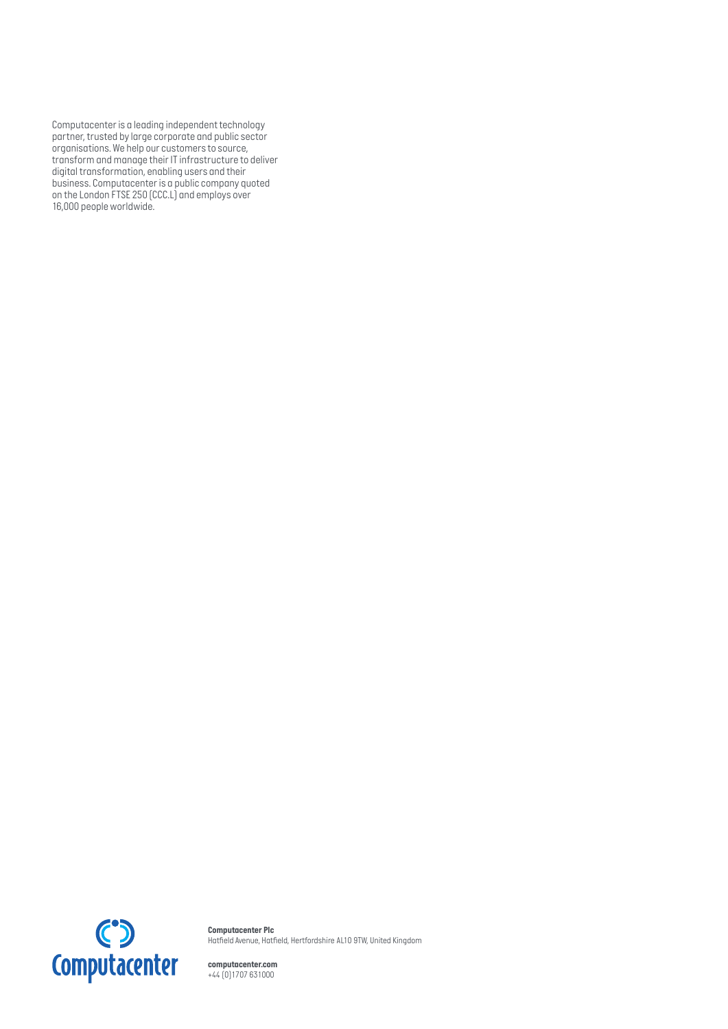Computacenter is a leading independent technology partner, trusted by large corporate and public sector organisations. We help our customers to source, transform and manage their IT infrastructure to deliver digital transformation, enabling users and their business. Computacenter is a public company quoted on the London FTSE 250 (CCC.L) and employs over 16,000 people worldwide.

Computacenter

**Computacenter Plc**
Hatfield Avenue, Hatfield, Hertfordshire AL10 9TW, United Kingdom

**computacenter.com**
+44 (0)1707 631000